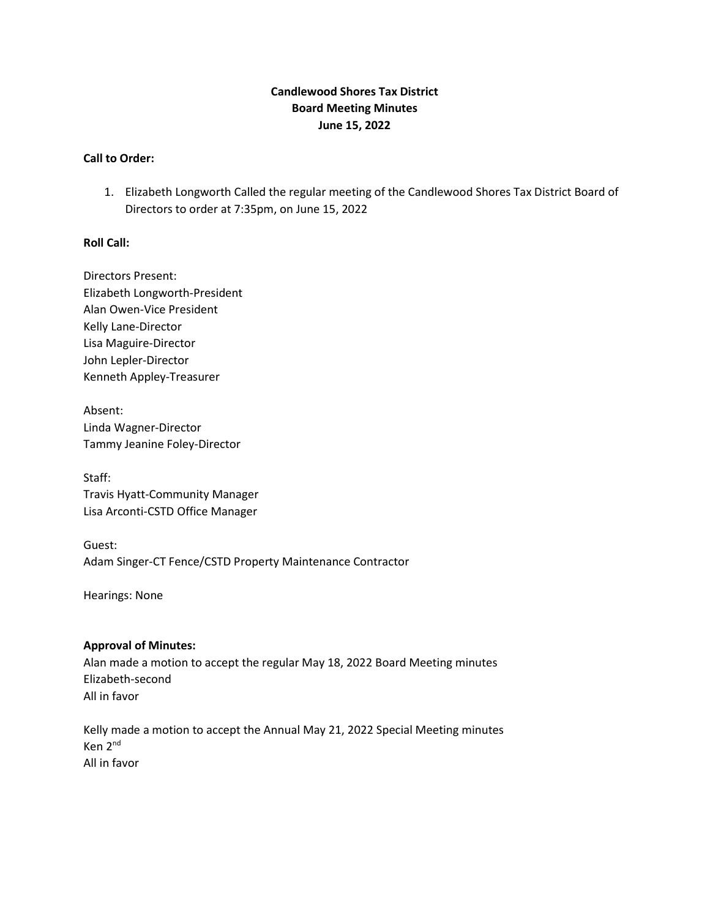**Candlewood Shores Tax District**
**Board Meeting Minutes**
**June 15, 2022**

**Call to Order:**

1. Elizabeth Longworth Called the regular meeting of the Candlewood Shores Tax District Board of Directors to order at 7:35pm, on June 15, 2022

**Roll Call:**

Directors Present:
Elizabeth Longworth-President
Alan Owen-Vice President
Kelly Lane-Director
Lisa Maguire-Director
John Lepler-Director
Kenneth Appley-Treasurer

Absent:
Linda Wagner-Director
Tammy Jeanine Foley-Director

Staff:
Travis Hyatt-Community Manager
Lisa Arconti-CSTD Office Manager

Guest:
Adam Singer-CT Fence/CSTD Property Maintenance Contractor

Hearings: None

**Approval of Minutes:**
Alan made a motion to accept the regular May 18, 2022 Board Meeting minutes
Elizabeth-second
All in favor

Kelly made a motion to accept the Annual May 21, 2022 Special Meeting minutes
Ken 2nd
All in favor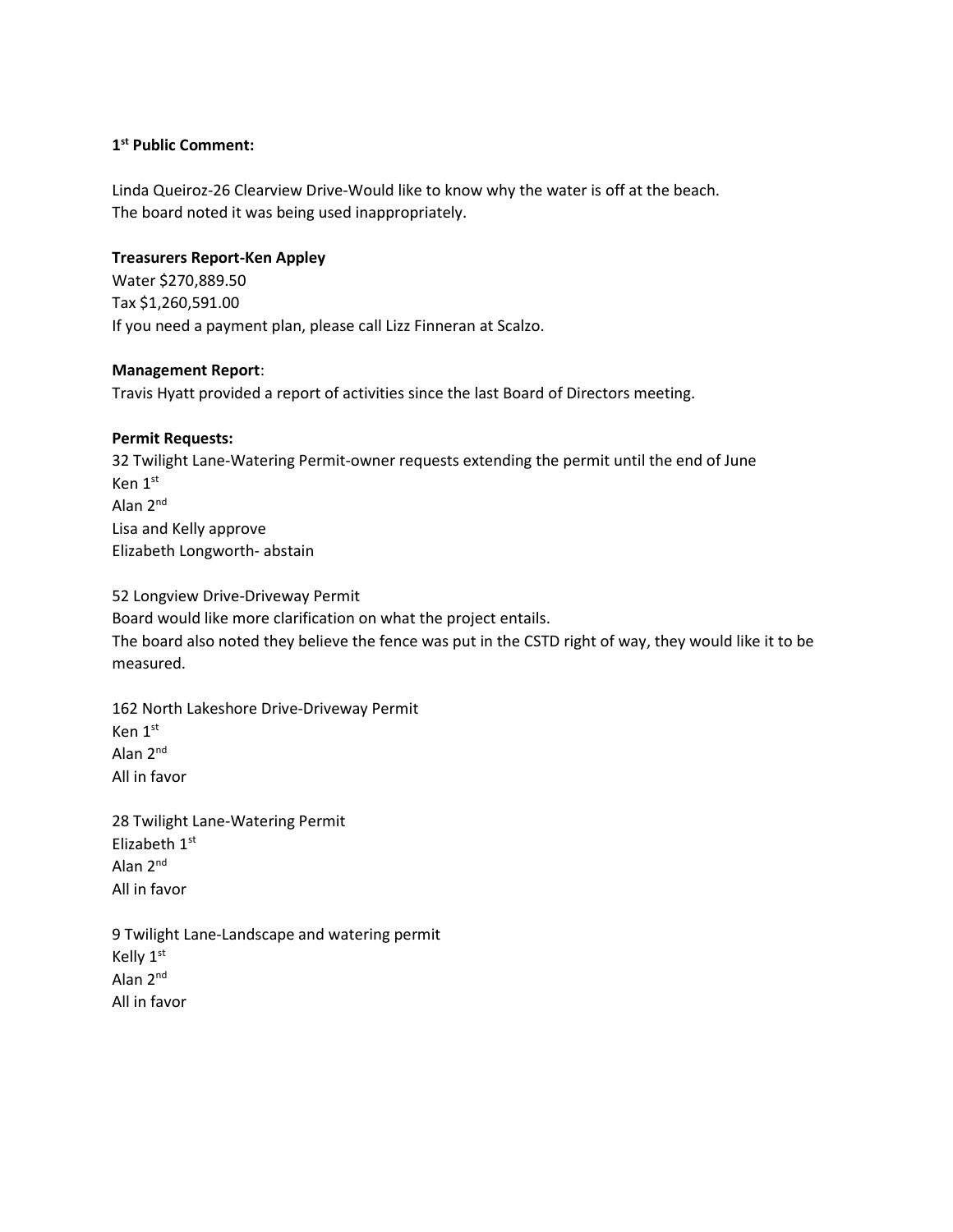**1st Public Comment:**

Linda Queiroz-26 Clearview Drive-Would like to know why the water is off at the beach.
The board noted it was being used inappropriately.

**Treasurers Report-Ken Appley**
Water $270,889.50
Tax $1,260,591.00
If you need a payment plan, please call Lizz Finneran at Scalzo.

**Management Report**:
Travis Hyatt provided a report of activities since the last Board of Directors meeting.

**Permit Requests:**
32 Twilight Lane-Watering Permit-owner requests extending the permit until the end of June
Ken 1st
Alan 2nd
Lisa and Kelly approve
Elizabeth Longworth- abstain

52 Longview Drive-Driveway Permit
Board would like more clarification on what the project entails.
The board also noted they believe the fence was put in the CSTD right of way, they would like it to be measured.

162 North Lakeshore Drive-Driveway Permit
Ken 1st
Alan 2nd
All in favor

28 Twilight Lane-Watering Permit
Elizabeth 1st
Alan 2nd
All in favor

9 Twilight Lane-Landscape and watering permit
Kelly 1st
Alan 2nd
All in favor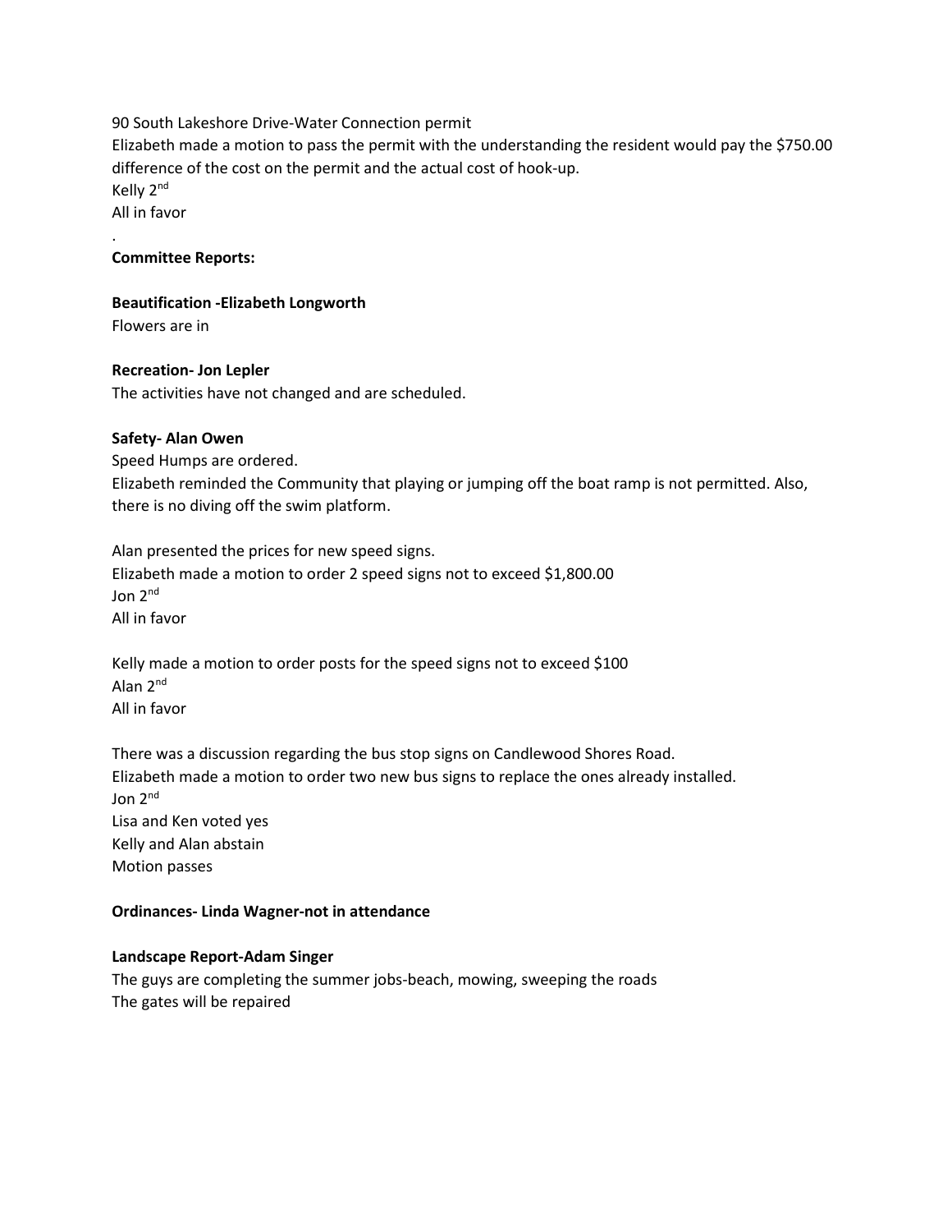90 South Lakeshore Drive-Water Connection permit

Elizabeth made a motion to pass the permit with the understanding the resident would pay the $750.00 difference of the cost on the permit and the actual cost of hook-up.

Kelly 2nd

All in favor

.

**Committee Reports:**

**Beautification -Elizabeth Longworth**

Flowers are in

**Recreation- Jon Lepler**

The activities have not changed and are scheduled.

**Safety- Alan Owen**

Speed Humps are ordered.

Elizabeth reminded the Community that playing or jumping off the boat ramp is not permitted. Also, there is no diving off the swim platform.

Alan presented the prices for new speed signs.

Elizabeth made a motion to order 2 speed signs not to exceed $1,800.00

Jon 2nd

All in favor

Kelly made a motion to order posts for the speed signs not to exceed $100

Alan 2nd

All in favor

There was a discussion regarding the bus stop signs on Candlewood Shores Road.

Elizabeth made a motion to order two new bus signs to replace the ones already installed.

Jon 2nd

Lisa and Ken voted yes

Kelly and Alan abstain

Motion passes

**Ordinances- Linda Wagner-not in attendance**

**Landscape Report-Adam Singer**

The guys are completing the summer jobs-beach, mowing, sweeping the roads

The gates will be repaired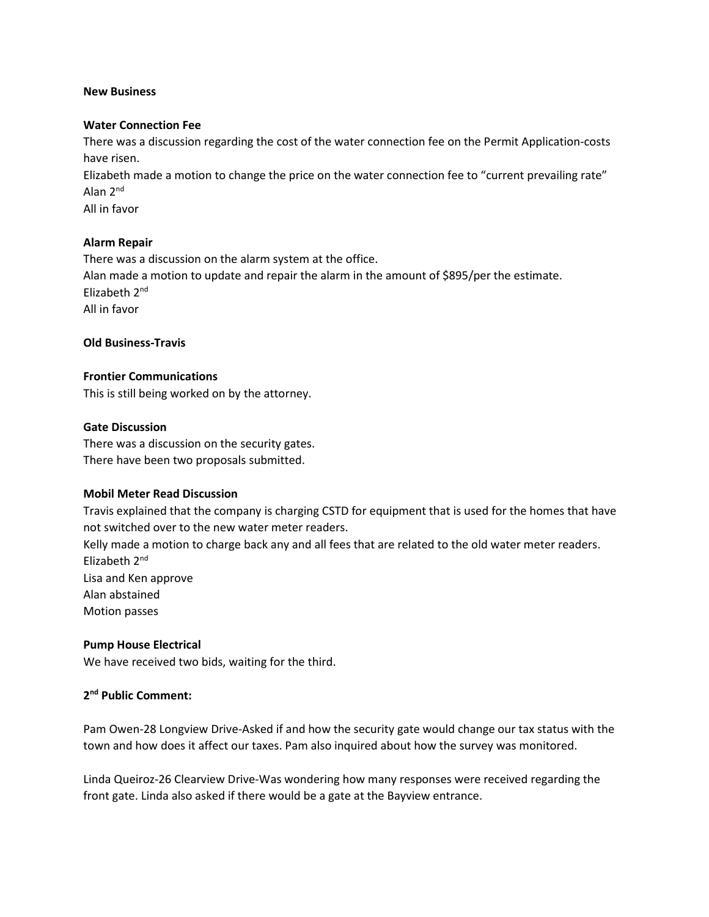**New Business**

**Water Connection Fee**

There was a discussion regarding the cost of the water connection fee on the Permit Application-costs have risen.

Elizabeth made a motion to change the price on the water connection fee to "current prevailing rate"

Alan 2nd

All in favor

**Alarm Repair**

There was a discussion on the alarm system at the office.

Alan made a motion to update and repair the alarm in the amount of $895/per the estimate.

Elizabeth 2nd

All in favor

**Old Business-Travis**

**Frontier Communications**

This is still being worked on by the attorney.

**Gate Discussion**

There was a discussion on the security gates.

There have been two proposals submitted.

**Mobil Meter Read Discussion**

Travis explained that the company is charging CSTD for equipment that is used for the homes that have not switched over to the new water meter readers.

Kelly made a motion to charge back any and all fees that are related to the old water meter readers.

Elizabeth 2nd

Lisa and Ken approve

Alan abstained

Motion passes

**Pump House Electrical**

We have received two bids, waiting for the third.

**2nd Public Comment:**

Pam Owen-28 Longview Drive-Asked if and how the security gate would change our tax status with the town and how does it affect our taxes. Pam also inquired about how the survey was monitored.

Linda Queiroz-26 Clearview Drive-Was wondering how many responses were received regarding the front gate. Linda also asked if there would be a gate at the Bayview entrance.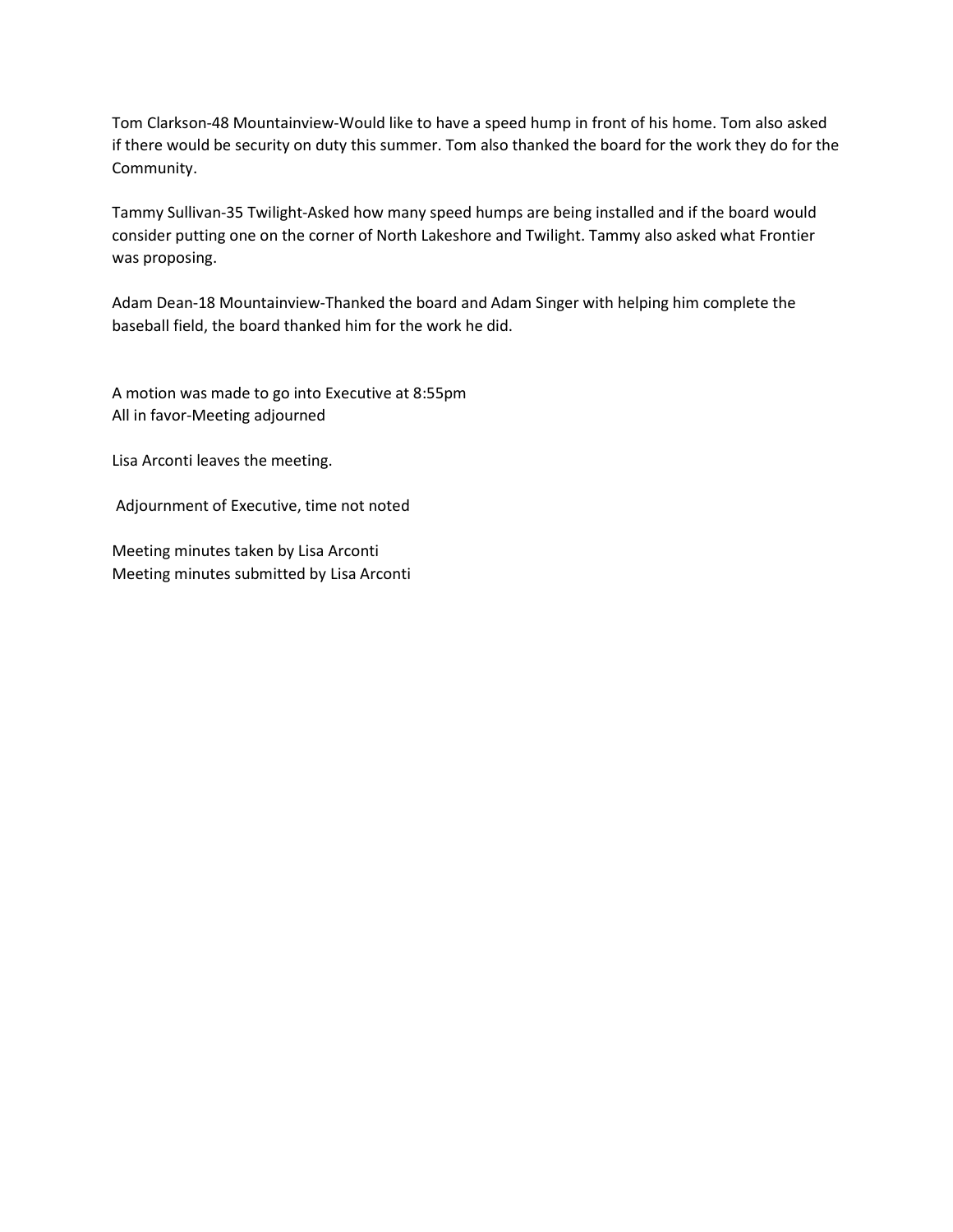Tom Clarkson-48 Mountainview-Would like to have a speed hump in front of his home. Tom also asked if there would be security on duty this summer. Tom also thanked the board for the work they do for the Community.

Tammy Sullivan-35 Twilight-Asked how many speed humps are being installed and if the board would consider putting one on the corner of North Lakeshore and Twilight. Tammy also asked what Frontier was proposing.

Adam Dean-18 Mountainview-Thanked the board and Adam Singer with helping him complete the baseball field, the board thanked him for the work he did.

A motion was made to go into Executive at 8:55pm
All in favor-Meeting adjourned

Lisa Arconti leaves the meeting.

Adjournment of Executive, time not noted

Meeting minutes taken by Lisa Arconti
Meeting minutes submitted by Lisa Arconti